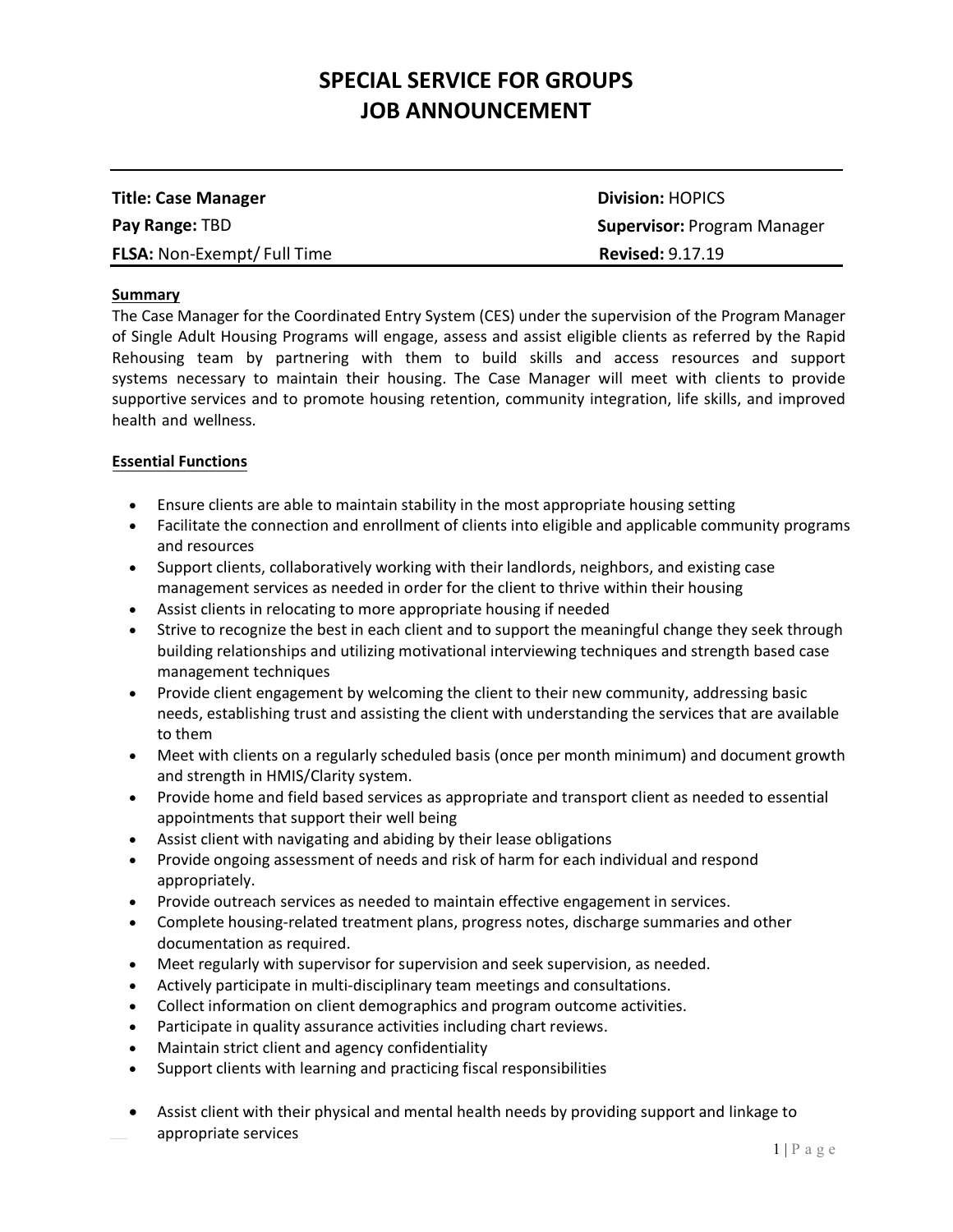# SPECIAL SERVICE FOR GROUPS
# JOB ANNOUNCEMENT

| | |
|---|---|
| **Title: Case Manager** | **Division:** HOPICS |
| **Pay Range:** TBD | **Supervisor:** Program Manager |
| **FLSA:** Non-Exempt/ Full Time | **Revised:** 9.17.19 |

**Summary**

The Case Manager for the Coordinated Entry System (CES) under the supervision of the Program Manager of Single Adult Housing Programs will engage, assess and assist eligible clients as referred by the Rapid Rehousing team by partnering with them to build skills and access resources and support systems necessary to maintain their housing. The Case Manager will meet with clients to provide supportive services and to promote housing retention, community integration, life skills, and improved health and wellness.

**Essential Functions**

- Ensure clients are able to maintain stability in the most appropriate housing setting
- Facilitate the connection and enrollment of clients into eligible and applicable community programs and resources
- Support clients, collaboratively working with their landlords, neighbors, and existing case management services as needed in order for the client to thrive within their housing
- Assist clients in relocating to more appropriate housing if needed
- Strive to recognize the best in each client and to support the meaningful change they seek through building relationships and utilizing motivational interviewing techniques and strength based case management techniques
- Provide client engagement by welcoming the client to their new community, addressing basic needs, establishing trust and assisting the client with understanding the services that are available to them
- Meet with clients on a regularly scheduled basis (once per month minimum) and document growth and strength in HMIS/Clarity system.
- Provide home and field based services as appropriate and transport client as needed to essential appointments that support their well being
- Assist client with navigating and abiding by their lease obligations
- Provide ongoing assessment of needs and risk of harm for each individual and respond appropriately.
- Provide outreach services as needed to maintain effective engagement in services.
- Complete housing-related treatment plans, progress notes, discharge summaries and other documentation as required.
- Meet regularly with supervisor for supervision and seek supervision, as needed.
- Actively participate in multi-disciplinary team meetings and consultations.
- Collect information on client demographics and program outcome activities.
- Participate in quality assurance activities including chart reviews.
- Maintain strict client and agency confidentiality
- Support clients with learning and practicing fiscal responsibilities
- Assist client with their physical and mental health needs by providing support and linkage to appropriate services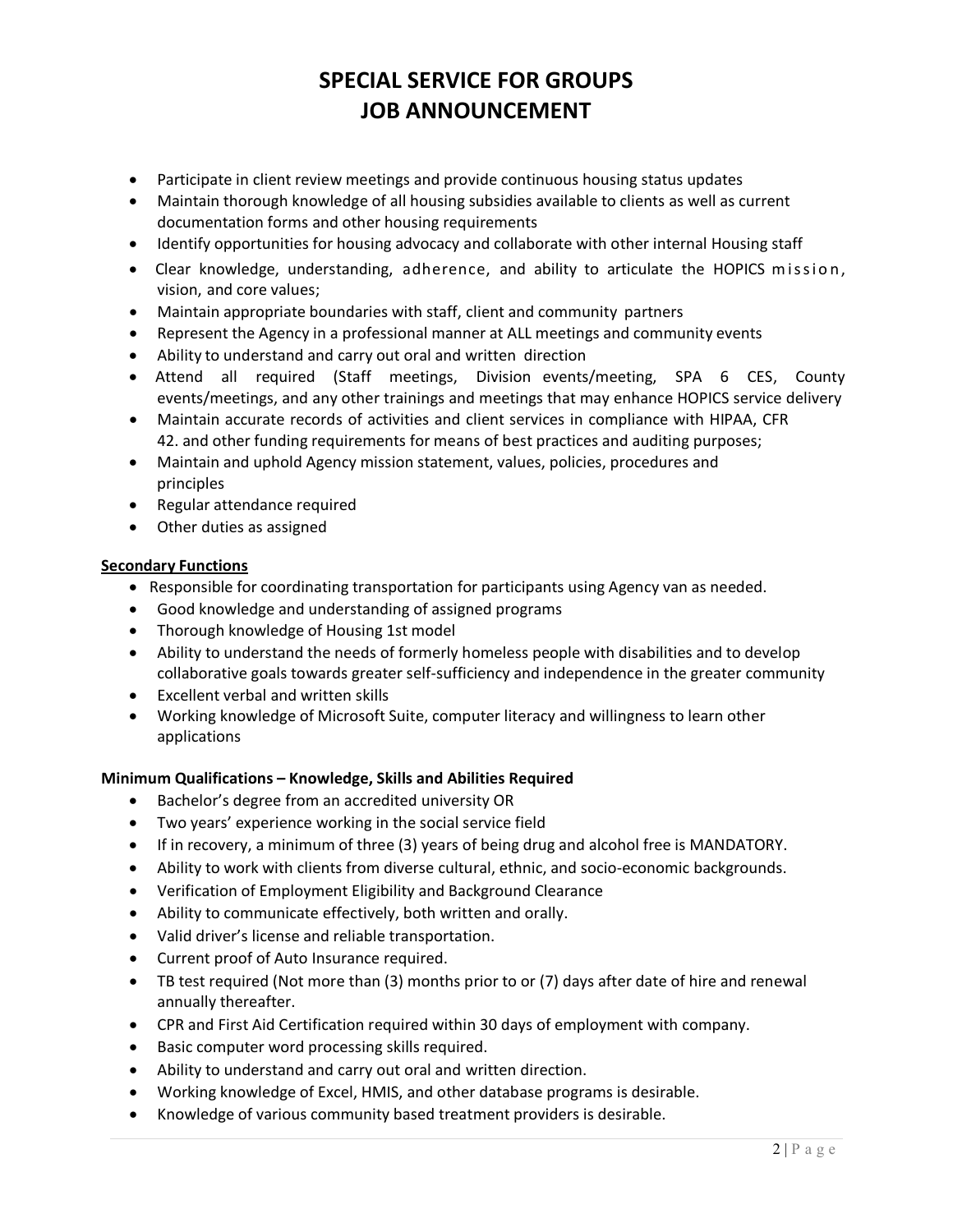# SPECIAL SERVICE FOR GROUPS JOB ANNOUNCEMENT

- Participate in client review meetings and provide continuous housing status updates
- Maintain thorough knowledge of all housing subsidies available to clients as well as current documentation forms and other housing requirements
- Identify opportunities for housing advocacy and collaborate with other internal Housing staff
- Clear knowledge, understanding, adherence, and ability to articulate the HOPICS mission, vision, and core values;
- Maintain appropriate boundaries with staff, client and community partners
- Represent the Agency in a professional manner at ALL meetings and community events
- Ability to understand and carry out oral and written direction
- Attend all required (Staff meetings, Division events/meeting, SPA 6 CES, County events/meetings, and any other trainings and meetings that may enhance HOPICS service delivery
- Maintain accurate records of activities and client services in compliance with HIPAA, CFR 42. and other funding requirements for means of best practices and auditing purposes;
- Maintain and uphold Agency mission statement, values, policies, procedures and principles
- Regular attendance required
- Other duties as assigned

**Secondary Functions**

- Responsible for coordinating transportation for participants using Agency van as needed.
- Good knowledge and understanding of assigned programs
- Thorough knowledge of Housing 1st model
- Ability to understand the needs of formerly homeless people with disabilities and to develop collaborative goals towards greater self-sufficiency and independence in the greater community
- Excellent verbal and written skills
- Working knowledge of Microsoft Suite, computer literacy and willingness to learn other applications

**Minimum Qualifications – Knowledge, Skills and Abilities Required**

- Bachelor's degree from an accredited university OR
- Two years' experience working in the social service field
- If in recovery, a minimum of three (3) years of being drug and alcohol free is MANDATORY.
- Ability to work with clients from diverse cultural, ethnic, and socio-economic backgrounds.
- Verification of Employment Eligibility and Background Clearance
- Ability to communicate effectively, both written and orally.
- Valid driver's license and reliable transportation.
- Current proof of Auto Insurance required.
- TB test required (Not more than (3) months prior to or (7) days after date of hire and renewal annually thereafter.
- CPR and First Aid Certification required within 30 days of employment with company.
- Basic computer word processing skills required.
- Ability to understand and carry out oral and written direction.
- Working knowledge of Excel, HMIS, and other database programs is desirable.
- Knowledge of various community based treatment providers is desirable.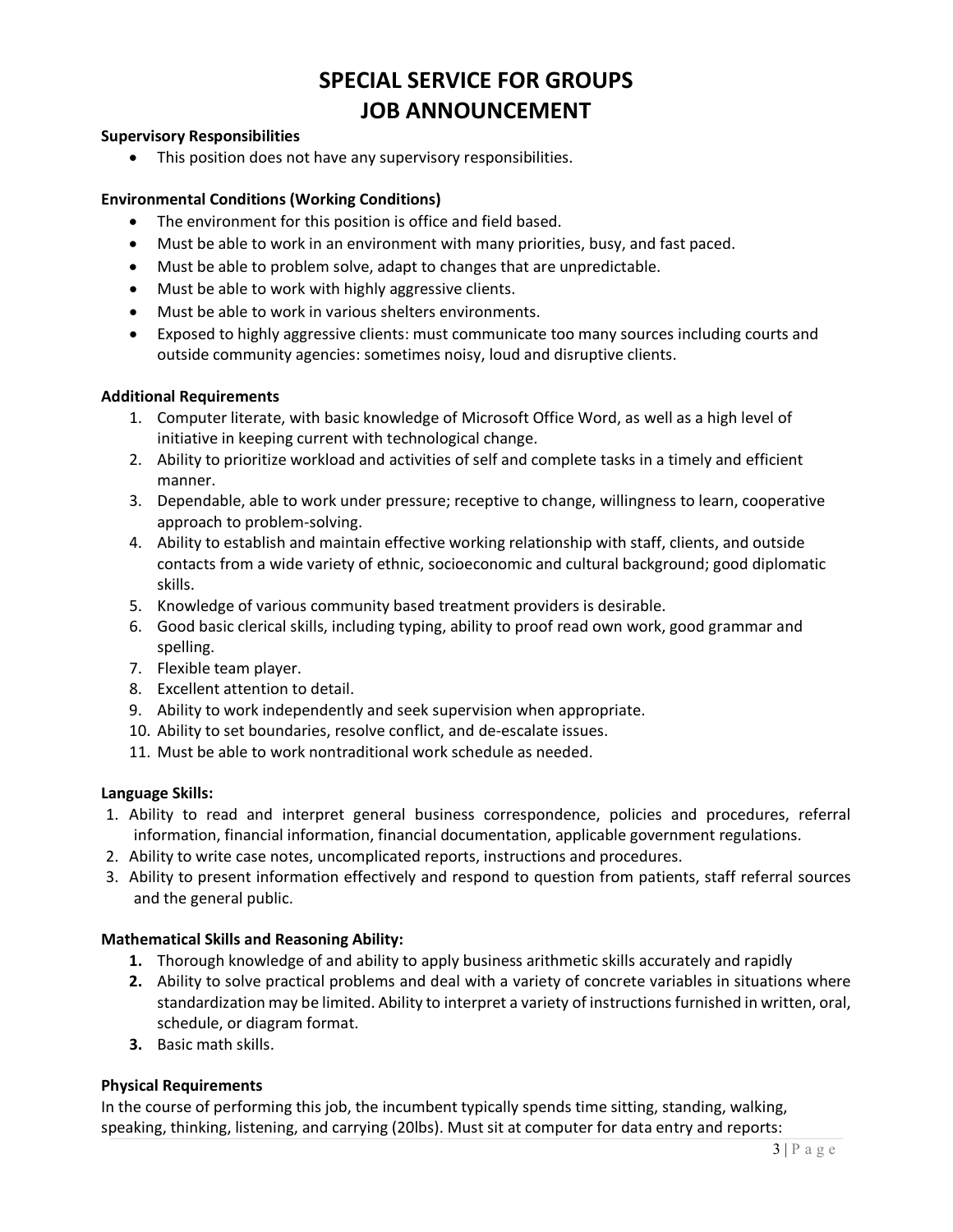# SPECIAL SERVICE FOR GROUPS
# JOB ANNOUNCEMENT

**Supervisory Responsibilities**

- This position does not have any supervisory responsibilities.

**Environmental Conditions (Working Conditions)**

- The environment for this position is office and field based.
- Must be able to work in an environment with many priorities, busy, and fast paced.
- Must be able to problem solve, adapt to changes that are unpredictable.
- Must be able to work with highly aggressive clients.
- Must be able to work in various shelters environments.
- Exposed to highly aggressive clients: must communicate too many sources including courts and outside community agencies: sometimes noisy, loud and disruptive clients.

**Additional Requirements**

1. Computer literate, with basic knowledge of Microsoft Office Word, as well as a high level of initiative in keeping current with technological change.
2. Ability to prioritize workload and activities of self and complete tasks in a timely and efficient manner.
3. Dependable, able to work under pressure; receptive to change, willingness to learn, cooperative approach to problem-solving.
4. Ability to establish and maintain effective working relationship with staff, clients, and outside contacts from a wide variety of ethnic, socioeconomic and cultural background; good diplomatic skills.
5. Knowledge of various community based treatment providers is desirable.
6. Good basic clerical skills, including typing, ability to proof read own work, good grammar and spelling.
7. Flexible team player.
8. Excellent attention to detail.
9. Ability to work independently and seek supervision when appropriate.
10. Ability to set boundaries, resolve conflict, and de-escalate issues.
11. Must be able to work nontraditional work schedule as needed.

**Language Skills:**

1. Ability to read and interpret general business correspondence, policies and procedures, referral information, financial information, financial documentation, applicable government regulations.
2. Ability to write case notes, uncomplicated reports, instructions and procedures.
3. Ability to present information effectively and respond to question from patients, staff referral sources and the general public.

**Mathematical Skills and Reasoning Ability:**

1. Thorough knowledge of and ability to apply business arithmetic skills accurately and rapidly
2. Ability to solve practical problems and deal with a variety of concrete variables in situations where standardization may be limited. Ability to interpret a variety of instructions furnished in written, oral, schedule, or diagram format.
3. Basic math skills.

**Physical Requirements**

In the course of performing this job, the incumbent typically spends time sitting, standing, walking, speaking, thinking, listening, and carrying (20lbs). Must sit at computer for data entry and reports: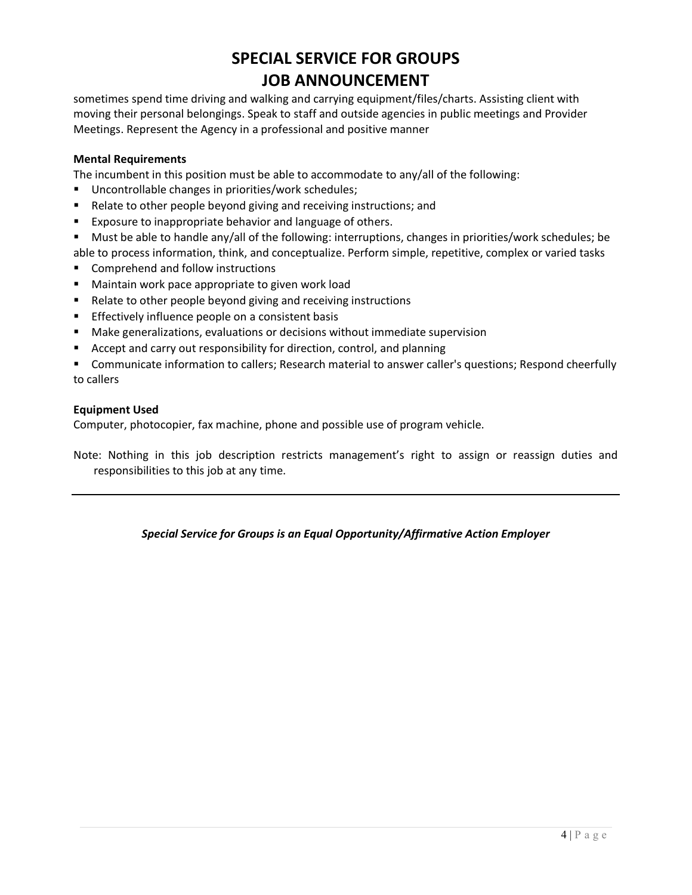sometimes spend time driving and walking and carrying equipment/files/charts. Assisting client with moving their personal belongings. Speak to staff and outside agencies in public meetings and Provider Meetings. Represent the Agency in a professional and positive manner

**Mental Requirements**

The incumbent in this position must be able to accommodate to any/all of the following:

- Uncontrollable changes in priorities/work schedules;
- Relate to other people beyond giving and receiving instructions; and
- Exposure to inappropriate behavior and language of others.
- Must be able to handle any/all of the following: interruptions, changes in priorities/work schedules; be able to process information, think, and conceptualize. Perform simple, repetitive, complex or varied tasks
- Comprehend and follow instructions
- Maintain work pace appropriate to given work load
- Relate to other people beyond giving and receiving instructions
- Effectively influence people on a consistent basis
- Make generalizations, evaluations or decisions without immediate supervision
- Accept and carry out responsibility for direction, control, and planning
- Communicate information to callers; Research material to answer caller's questions; Respond cheerfully to callers

**Equipment Used**

Computer, photocopier, fax machine, phone and possible use of program vehicle.

Note: Nothing in this job description restricts management's right to assign or reassign duties and responsibilities to this job at any time.

---

***Special Service for Groups is an Equal Opportunity/Affirmative Action Employer***